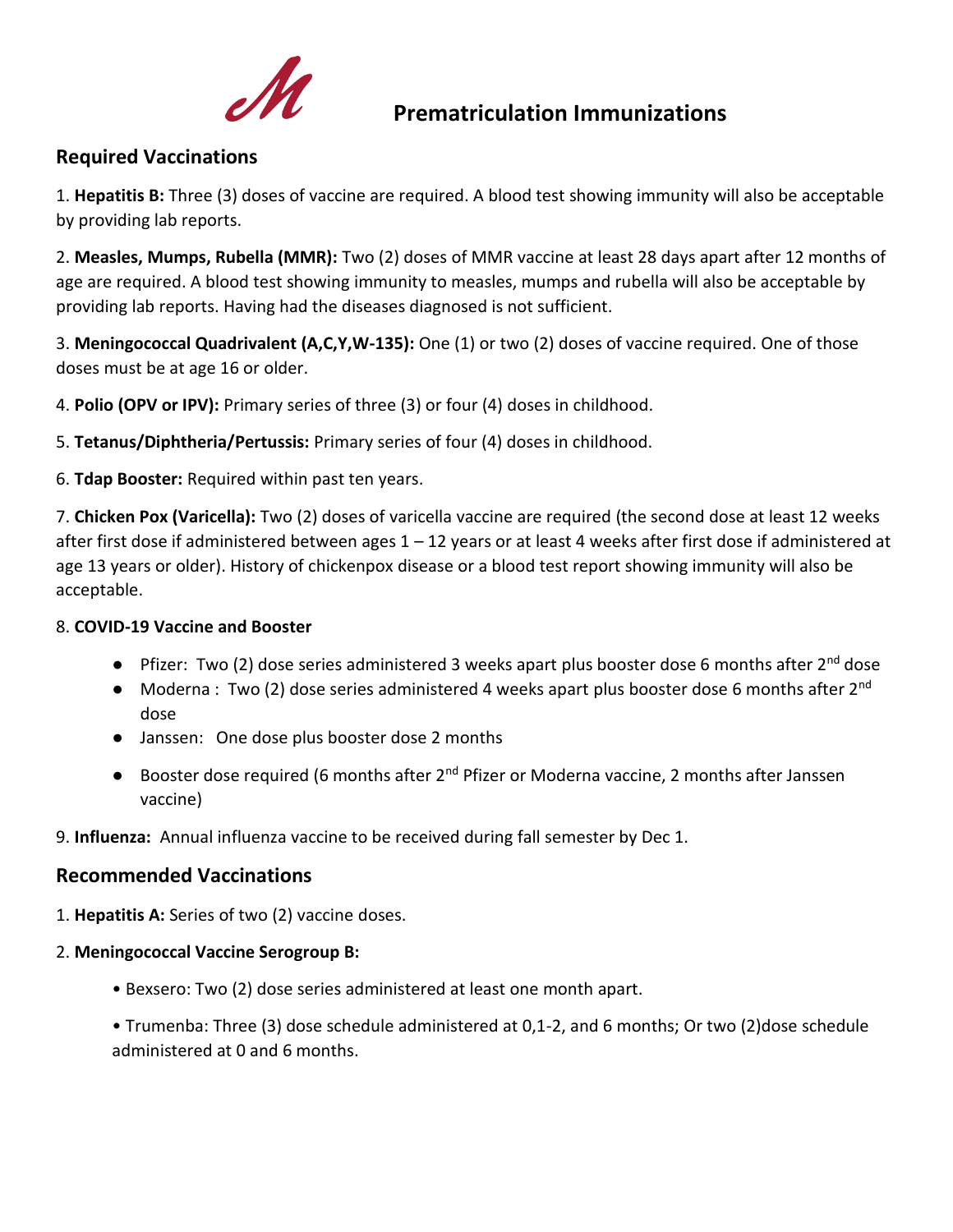# Prematriculation Immunizations

## Required Vaccinations

1. **Hepatitis B:** Three (3) doses of vaccine are required. A blood test showing immunity will also be acceptable by providing lab reports.

2. **Measles, Mumps, Rubella (MMR):** Two (2) doses of MMR vaccine at least 28 days apart after 12 months of age are required. A blood test showing immunity to measles, mumps and rubella will also be acceptable by providing lab reports. Having had the diseases diagnosed is not sufficient.

3. **Meningococcal Quadrivalent (A,C,Y,W-135):** One (1) or two (2) doses of vaccine required. One of those doses must be at age 16 or older.

4. **Polio (OPV or IPV):** Primary series of three (3) or four (4) doses in childhood.

5. **Tetanus/Diphtheria/Pertussis:** Primary series of four (4) doses in childhood.

6. **Tdap Booster:** Required within past ten years.

7. **Chicken Pox (Varicella):** Two (2) doses of varicella vaccine are required (the second dose at least 12 weeks after first dose if administered between ages 1 – 12 years or at least 4 weeks after first dose if administered at age 13 years or older). History of chickenpox disease or a blood test report showing immunity will also be acceptable.

8. **COVID-19 Vaccine and Booster**

- Pfizer: Two (2) dose series administered 3 weeks apart plus booster dose 6 months after 2nd dose
- Moderna : Two (2) dose series administered 4 weeks apart plus booster dose 6 months after 2nd dose
- Janssen: One dose plus booster dose 2 months
- Booster dose required (6 months after 2nd Pfizer or Moderna vaccine, 2 months after Janssen vaccine)

9. **Influenza:** Annual influenza vaccine to be received during fall semester by Dec 1.

## Recommended Vaccinations

1. **Hepatitis A:** Series of two (2) vaccine doses.

2. **Meningococcal Vaccine Serogroup B:**

- Bexsero: Two (2) dose series administered at least one month apart.
- Trumenba: Three (3) dose schedule administered at 0,1-2, and 6 months; Or two (2)dose schedule administered at 0 and 6 months.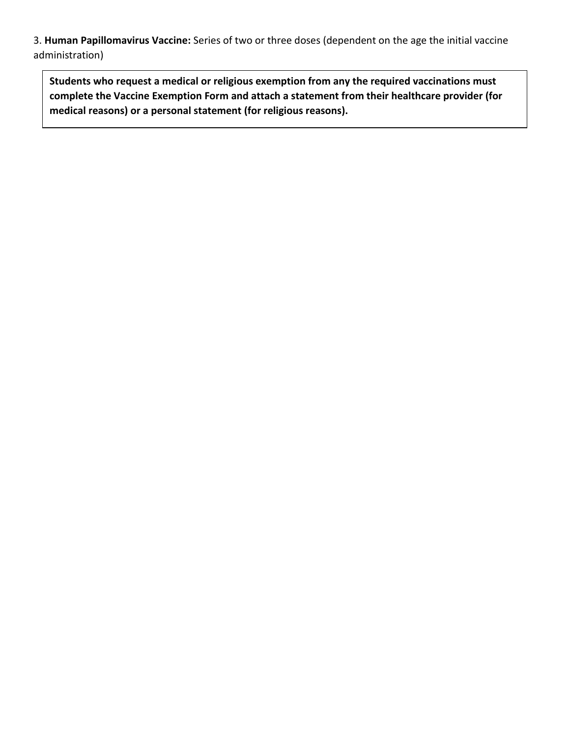3. **Human Papillomavirus Vaccine:** Series of two or three doses (dependent on the age the initial vaccine administration)

**Students who request a medical or religious exemption from any the required vaccinations must complete the Vaccine Exemption Form and attach a statement from their healthcare provider (for medical reasons) or a personal statement (for religious reasons).**